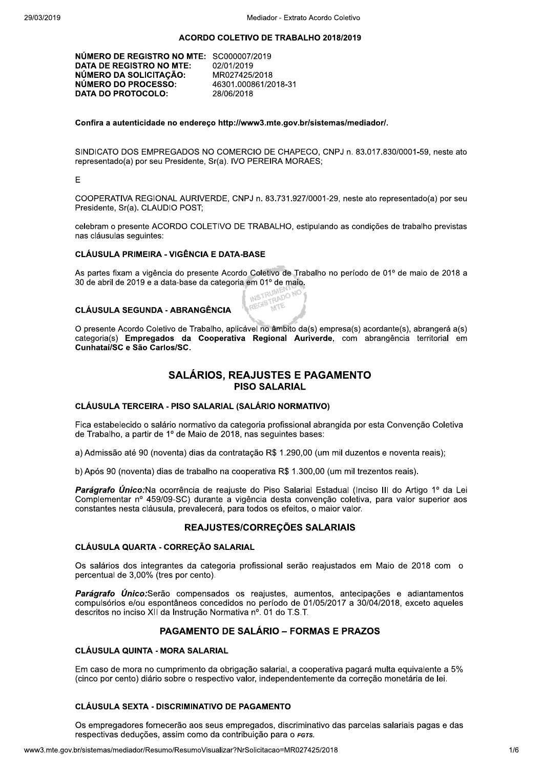## ACORDO COLETIVO DE TRABALHO 2018/2019

**NÚMERO DE REGISTRO NO MTE:** SC000007/2019
**DATA DE REGISTRO NO MTE:** 02/01/2019
**NÚMERO DA SOLICITAÇÃO:** MR027425/2018
**NÚMERO DO PROCESSO:** 46301.000861/2018-31
**DATA DO PROTOCOLO:** 28/06/2018

**Confira a autenticidade no endereço http://www3.mte.gov.br/sistemas/mediador/.**

SINDICATO DOS EMPREGADOS NO COMERCIO DE CHAPECO, CNPJ n. 83.017.830/0001-59, neste ato representado(a) por seu Presidente, Sr(a). IVO PEREIRA MORAES;

E

COOPERATIVA REGIONAL AURIVERDE, CNPJ n. 83.731.927/0001-29, neste ato representado(a) por seu Presidente, Sr(a). CLAUDIO POST;

celebram o presente ACORDO COLETIVO DE TRABALHO, estipulando as condições de trabalho previstas nas cláusulas seguintes:

### CLÁUSULA PRIMEIRA - VIGÊNCIA E DATA-BASE

As partes fixam a vigência do presente Acordo Coletivo de Trabalho no período de 01º de maio de 2018 a 30 de abril de 2019 e a data-base da categoria em 01º de maio.

### CLÁUSULA SEGUNDA - ABRANGÊNCIA

O presente Acordo Coletivo de Trabalho, aplicável no âmbito da(s) empresa(s) acordante(s), abrangerá a(s) categoria(s) **Empregados da Cooperativa Regional Auriverde**, com abrangência territorial em **Cunhataí/SC e São Carlos/SC.**

## SALÁRIOS, REAJUSTES E PAGAMENTO

### PISO SALARIAL

### CLÁUSULA TERCEIRA - PISO SALARIAL (SALÁRIO NORMATIVO)

Fica estabelecido o salário normativo da categoria profissional abrangida por esta Convenção Coletiva de Trabalho, a partir de 1º de Maio de 2018, nas seguintes bases:

a) Admissão até 90 (noventa) dias da contratação R$ 1.290,00 (um mil duzentos e noventa reais);

b) Após 90 (noventa) dias de trabalho na cooperativa R$ 1.300,00 (um mil trezentos reais).

***Parágrafo Único:***Na ocorrência de reajuste do Piso Salarial Estadual (Inciso III do Artigo 1º da Lei Complementar nº 459/09-SC) durante a vigência desta convenção coletiva, para valor superior aos constantes nesta cláusula, prevalecerá, para todos os efeitos, o maior valor.

### REAJUSTES/CORREÇÕES SALARIAIS

### CLÁUSULA QUARTA - CORREÇÃO SALARIAL

Os salários dos integrantes da categoria profissional serão reajustados em Maio de 2018 com o percentual de 3,00% (tres por cento).

***Parágrafo Único:***Serão compensados os reajustes, aumentos, antecipações e adiantamentos compulsórios e/ou espontâneos concedidos no período de 01/05/2017 a 30/04/2018, exceto aqueles descritos no inciso XII da Instrução Normativa nº. 01 do T.S.T.

### PAGAMENTO DE SALÁRIO – FORMAS E PRAZOS

### CLÁUSULA QUINTA - MORA SALARIAL

Em caso de mora no cumprimento da obrigação salarial, a cooperativa pagará multa equivalente a 5% (cinco por cento) diário sobre o respectivo valor, independentemente da correção monetária de lei.

### CLÁUSULA SEXTA - DISCRIMINATIVO DE PAGAMENTO

Os empregadores fornecerão aos seus empregados, discriminativo das parcelas salariais pagas e das respectivas deduções, assim como da contribuição para o *FGTS*.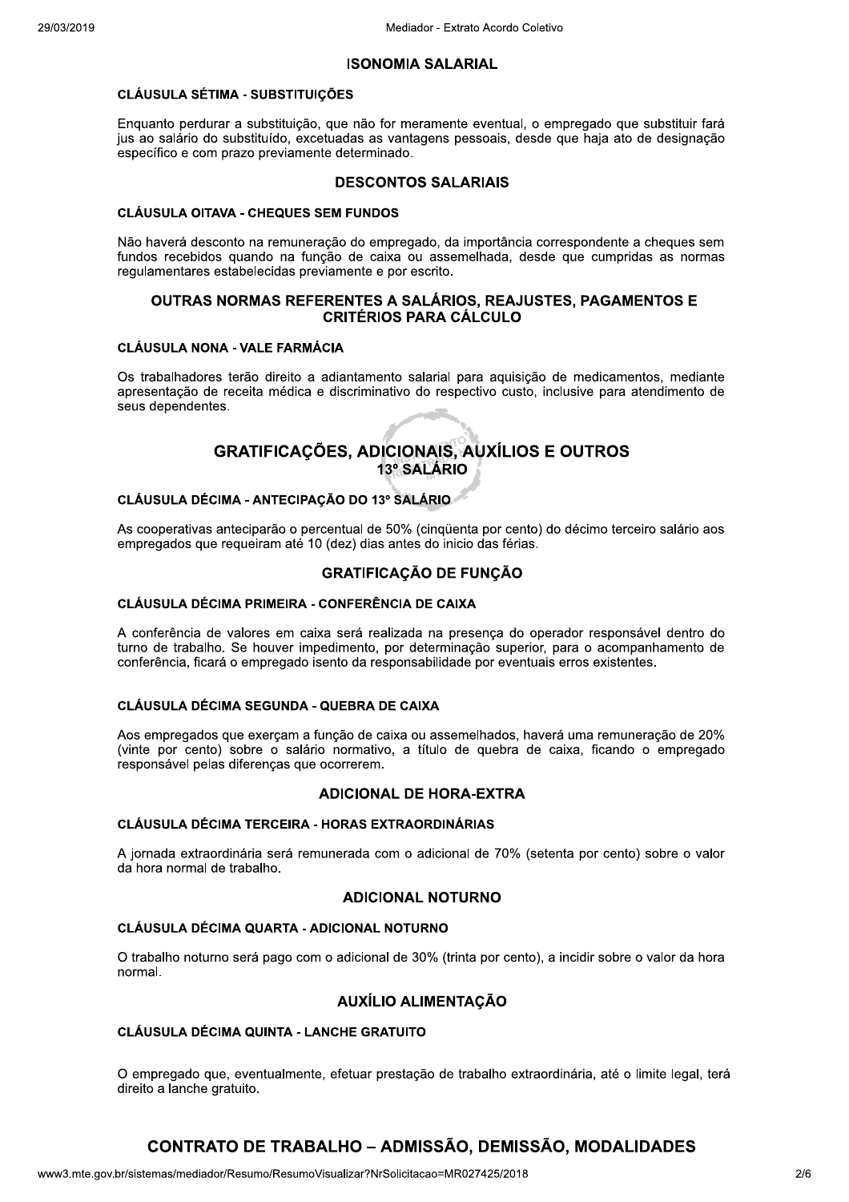## ISONOMIA SALARIAL

### CLÁUSULA SÉTIMA - SUBSTITUIÇÕES

Enquanto perdurar a substituição, que não for meramente eventual, o empregado que substituir fará jus ao salário do substituído, excetuadas as vantagens pessoais, desde que haja ato de designação específico e com prazo previamente determinado.

## DESCONTOS SALARIAIS

### CLÁUSULA OITAVA - CHEQUES SEM FUNDOS

Não haverá desconto na remuneração do empregado, da importância correspondente a cheques sem fundos recebidos quando na função de caixa ou assemelhada, desde que cumpridas as normas regulamentares estabelecidas previamente e por escrito.

## OUTRAS NORMAS REFERENTES A SALÁRIOS, REAJUSTES, PAGAMENTOS E CRITÉRIOS PARA CÁLCULO

### CLÁUSULA NONA - VALE FARMÁCIA

Os trabalhadores terão direito a adiantamento salarial para aquisição de medicamentos, mediante apresentação de receita médica e discriminativo do respectivo custo, inclusive para atendimento de seus dependentes.

# GRATIFICAÇÕES, ADICIONAIS, AUXÍLIOS E OUTROS

## 13º SALÁRIO

### CLÁUSULA DÉCIMA - ANTECIPAÇÃO DO 13º SALÁRIO

As cooperativas anteciparão o percentual de 50% (cinqüenta por cento) do décimo terceiro salário aos empregados que requeiram até 10 (dez) dias antes do inicio das férias.

## GRATIFICAÇÃO DE FUNÇÃO

### CLÁUSULA DÉCIMA PRIMEIRA - CONFERÊNCIA DE CAIXA

A conferência de valores em caixa será realizada na presença do operador responsável dentro do turno de trabalho. Se houver impedimento, por determinação superior, para o acompanhamento de conferência, ficará o empregado isento da responsabilidade por eventuais erros existentes.

### CLÁUSULA DÉCIMA SEGUNDA - QUEBRA DE CAIXA

Aos empregados que exerçam a função de caixa ou assemelhados, haverá uma remuneração de 20% (vinte por cento) sobre o salário normativo, a título de quebra de caixa, ficando o empregado responsável pelas diferenças que ocorrerem.

## ADICIONAL DE HORA-EXTRA

### CLÁUSULA DÉCIMA TERCEIRA - HORAS EXTRAORDINÁRIAS

A jornada extraordinária será remunerada com o adicional de 70% (setenta por cento) sobre o valor da hora normal de trabalho.

## ADICIONAL NOTURNO

### CLÁUSULA DÉCIMA QUARTA - ADICIONAL NOTURNO

O trabalho noturno será pago com o adicional de 30% (trinta por cento), a incidir sobre o valor da hora normal.

## AUXÍLIO ALIMENTAÇÃO

### CLÁUSULA DÉCIMA QUINTA - LANCHE GRATUITO

O empregado que, eventualmente, efetuar prestação de trabalho extraordinária, até o limite legal, terá direito a lanche gratuito.

# CONTRATO DE TRABALHO – ADMISSÃO, DEMISSÃO, MODALIDADES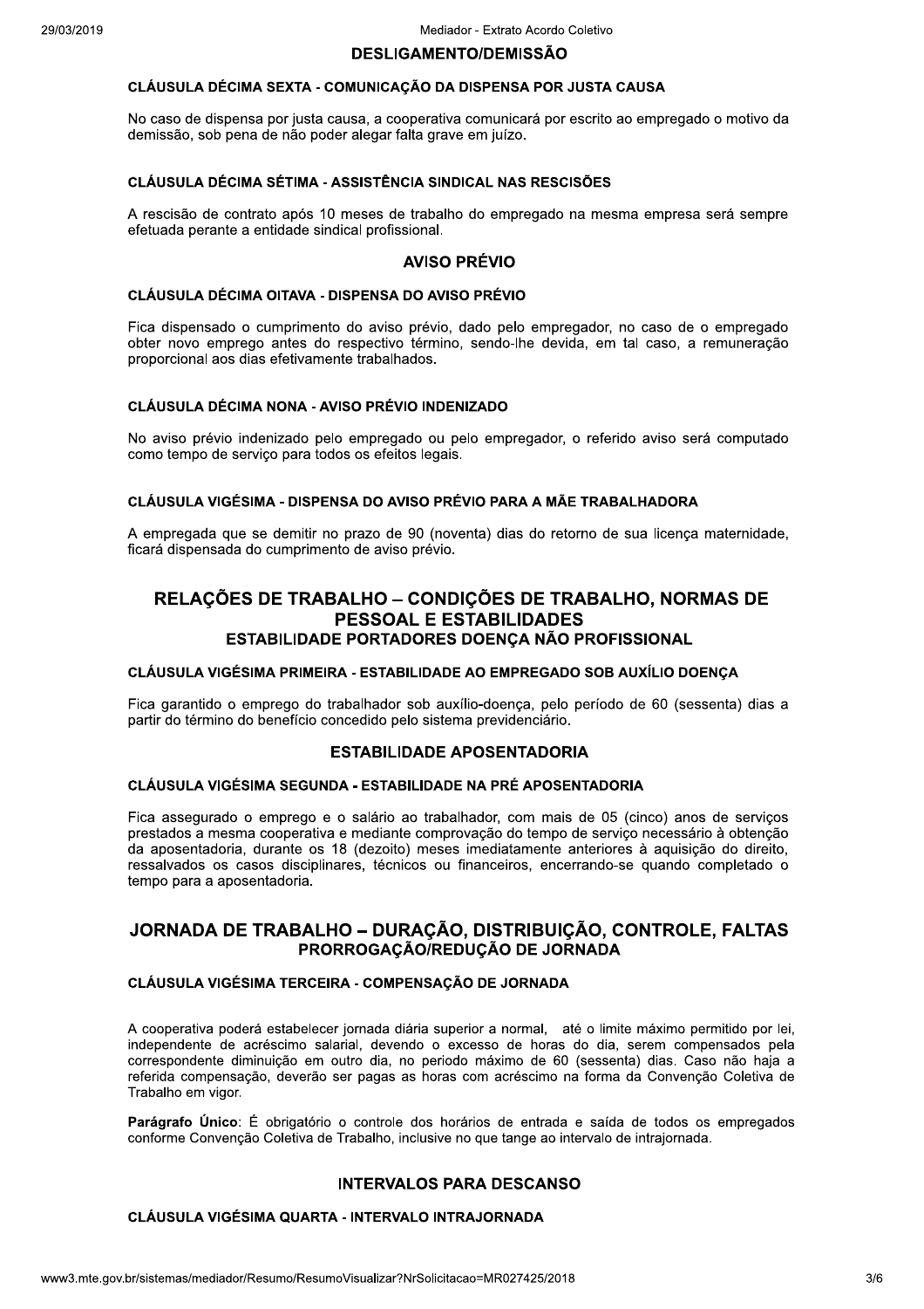### DESLIGAMENTO/DEMISSÃO

#### CLÁUSULA DÉCIMA SEXTA - COMUNICAÇÃO DA DISPENSA POR JUSTA CAUSA

No caso de dispensa por justa causa, a cooperativa comunicará por escrito ao empregado o motivo da demissão, sob pena de não poder alegar falta grave em juízo.

#### CLÁUSULA DÉCIMA SÉTIMA - ASSISTÊNCIA SINDICAL NAS RESCISÕES

A rescisão de contrato após 10 meses de trabalho do empregado na mesma empresa será sempre efetuada perante a entidade sindical profissional.

### AVISO PRÉVIO

#### CLÁUSULA DÉCIMA OITAVA - DISPENSA DO AVISO PRÉVIO

Fica dispensado o cumprimento do aviso prévio, dado pelo empregador, no caso de o empregado obter novo emprego antes do respectivo término, sendo-lhe devida, em tal caso, a remuneração proporcional aos dias efetivamente trabalhados.

#### CLÁUSULA DÉCIMA NONA - AVISO PRÉVIO INDENIZADO

No aviso prévio indenizado pelo empregado ou pelo empregador, o referido aviso será computado como tempo de serviço para todos os efeitos legais.

#### CLÁUSULA VIGÉSIMA - DISPENSA DO AVISO PRÉVIO PARA A MÃE TRABALHADORA

A empregada que se demitir no prazo de 90 (noventa) dias do retorno de sua licença maternidade, ficará dispensada do cumprimento de aviso prévio.

## RELAÇÕES DE TRABALHO – CONDIÇÕES DE TRABALHO, NORMAS DE PESSOAL E ESTABILIDADES

### ESTABILIDADE PORTADORES DOENÇA NÃO PROFISSIONAL

#### CLÁUSULA VIGÉSIMA PRIMEIRA - ESTABILIDADE AO EMPREGADO SOB AUXÍLIO DOENÇA

Fica garantido o emprego do trabalhador sob auxílio-doença, pelo período de 60 (sessenta) dias a partir do término do benefício concedido pelo sistema previdenciário.

### ESTABILIDADE APOSENTADORIA

#### CLÁUSULA VIGÉSIMA SEGUNDA - ESTABILIDADE NA PRÉ APOSENTADORIA

Fica assegurado o emprego e o salário ao trabalhador, com mais de 05 (cinco) anos de serviços prestados a mesma cooperativa e mediante comprovação do tempo de serviço necessário à obtenção da aposentadoria, durante os 18 (dezoito) meses imediatamente anteriores à aquisição do direito, ressalvados os casos disciplinares, técnicos ou financeiros, encerrando-se quando completado o tempo para a aposentadoria.

## JORNADA DE TRABALHO – DURAÇÃO, DISTRIBUIÇÃO, CONTROLE, FALTAS

### PRORROGAÇÃO/REDUÇÃO DE JORNADA

#### CLÁUSULA VIGÉSIMA TERCEIRA - COMPENSAÇÃO DE JORNADA

A cooperativa poderá estabelecer jornada diária superior a normal, até o limite máximo permitido por lei, independente de acréscimo salarial, devendo o excesso de horas do dia, serem compensados pela correspondente diminuição em outro dia, no periodo máximo de 60 (sessenta) dias. Caso não haja a referida compensação, deverão ser pagas as horas com acréscimo na forma da Convenção Coletiva de Trabalho em vigor.

**Parágrafo Único**: É obrigatório o controle dos horários de entrada e saída de todos os empregados conforme Convenção Coletiva de Trabalho, inclusive no que tange ao intervalo de intrajornada.

### INTERVALOS PARA DESCANSO

#### CLÁUSULA VIGÉSIMA QUARTA - INTERVALO INTRAJORNADA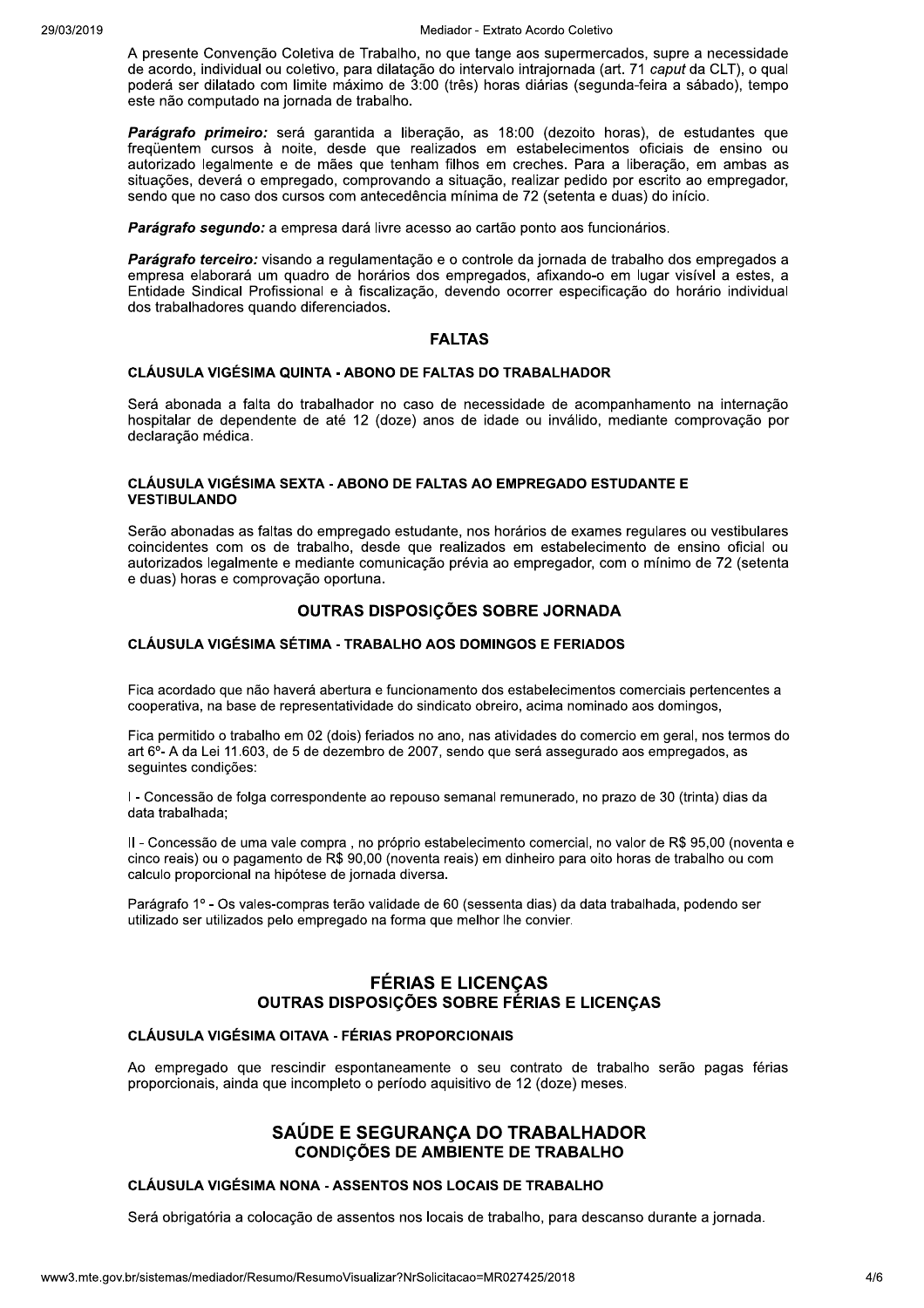A presente Convenção Coletiva de Trabalho, no que tange aos supermercados, supre a necessidade de acordo, individual ou coletivo, para dilatação do intervalo intrajornada (art. 71 *caput* da CLT), o qual poderá ser dilatado com limite máximo de 3:00 (três) horas diárias (segunda-feira a sábado), tempo este não computado na jornada de trabalho.

***Parágrafo primeiro:*** será garantida a liberação, as 18:00 (dezoito horas), de estudantes que freqüentem cursos à noite, desde que realizados em estabelecimentos oficiais de ensino ou autorizado legalmente e de mães que tenham filhos em creches. Para a liberação, em ambas as situações, deverá o empregado, comprovando a situação, realizar pedido por escrito ao empregador, sendo que no caso dos cursos com antecedência mínima de 72 (setenta e duas) do início.

***Parágrafo segundo:*** a empresa dará livre acesso ao cartão ponto aos funcionários.

***Parágrafo terceiro:*** visando a regulamentação e o controle da jornada de trabalho dos empregados a empresa elaborará um quadro de horários dos empregados, afixando-o em lugar visível a estes, a Entidade Sindical Profissional e à fiscalização, devendo ocorrer especificação do horário individual dos trabalhadores quando diferenciados.

## FALTAS

### CLÁUSULA VIGÉSIMA QUINTA - ABONO DE FALTAS DO TRABALHADOR

Será abonada a falta do trabalhador no caso de necessidade de acompanhamento na internação hospitalar de dependente de até 12 (doze) anos de idade ou inválido, mediante comprovação por declaração médica.

### CLÁUSULA VIGÉSIMA SEXTA - ABONO DE FALTAS AO EMPREGADO ESTUDANTE E VESTIBULANDO

Serão abonadas as faltas do empregado estudante, nos horários de exames regulares ou vestibulares coincidentes com os de trabalho, desde que realizados em estabelecimento de ensino oficial ou autorizados legalmente e mediante comunicação prévia ao empregador, com o mínimo de 72 (setenta e duas) horas e comprovação oportuna.

## OUTRAS DISPOSIÇÕES SOBRE JORNADA

### CLÁUSULA VIGÉSIMA SÉTIMA - TRABALHO AOS DOMINGOS E FERIADOS

Fica acordado que não haverá abertura e funcionamento dos estabelecimentos comerciais pertencentes a cooperativa, na base de representatividade do sindicato obreiro, acima nominado aos domingos,

Fica permitido o trabalho em 02 (dois) feriados no ano, nas atividades do comercio em geral, nos termos do art 6º- A da Lei 11.603, de 5 de dezembro de 2007, sendo que será assegurado aos empregados, as seguintes condições:

I - Concessão de folga correspondente ao repouso semanal remunerado, no prazo de 30 (trinta) dias da data trabalhada;

II - Concessão de uma vale compra , no próprio estabelecimento comercial, no valor de R$ 95,00 (noventa e cinco reais) ou o pagamento de R$ 90,00 (noventa reais) em dinheiro para oito horas de trabalho ou com calculo proporcional na hipótese de jornada diversa.

Parágrafo 1º - Os vales-compras terão validade de 60 (sessenta dias) da data trabalhada, podendo ser utilizado ser utilizados pelo empregado na forma que melhor lhe convier.

## FÉRIAS E LICENÇAS
## OUTRAS DISPOSIÇÕES SOBRE FÉRIAS E LICENÇAS

### CLÁUSULA VIGÉSIMA OITAVA - FÉRIAS PROPORCIONAIS

Ao empregado que rescindir espontaneamente o seu contrato de trabalho serão pagas férias proporcionais, ainda que incompleto o período aquisitivo de 12 (doze) meses.

## SAÚDE E SEGURANÇA DO TRABALHADOR
## CONDIÇÕES DE AMBIENTE DE TRABALHO

### CLÁUSULA VIGÉSIMA NONA - ASSENTOS NOS LOCAIS DE TRABALHO

Será obrigatória a colocação de assentos nos locais de trabalho, para descanso durante a jornada.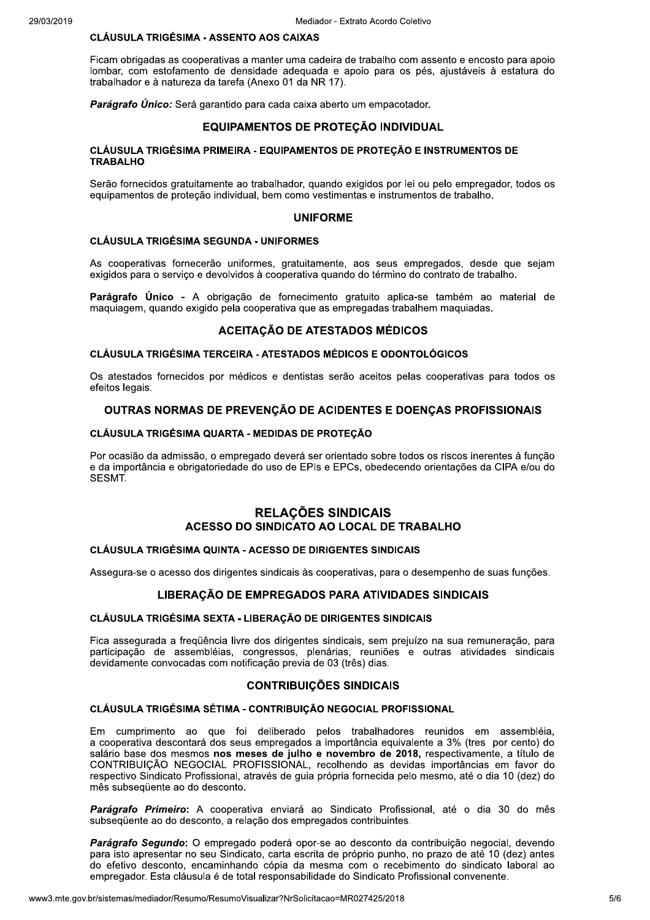**CLÁUSULA TRIGÉSIMA - ASSENTO AOS CAIXAS**

Ficam obrigadas as cooperativas a manter uma cadeira de trabalho com assento e encosto para apoio lombar, com estofamento de densidade adequada e apoio para os pés, ajustáveis à estatura do trabalhador e à natureza da tarefa (Anexo 01 da NR 17).

***Parágrafo Único:*** Será garantido para cada caixa aberto um empacotador.

## EQUIPAMENTOS DE PROTEÇÃO INDIVIDUAL

**CLÁUSULA TRIGÉSIMA PRIMEIRA - EQUIPAMENTOS DE PROTEÇÃO E INSTRUMENTOS DE TRABALHO**

Serão fornecidos gratuitamente ao trabalhador, quando exigidos por lei ou pelo empregador, todos os equipamentos de proteção individual, bem como vestimentas e instrumentos de trabalho.

## UNIFORME

**CLÁUSULA TRIGÉSIMA SEGUNDA - UNIFORMES**

As cooperativas fornecerão uniformes, gratuitamente, aos seus empregados, desde que sejam exigidos para o serviço e devolvidos à cooperativa quando do término do contrato de trabalho.

**Parágrafo Único** - A obrigação de fornecimento gratuito aplica-se também ao material de maquiagem, quando exigido pela cooperativa que as empregadas trabalhem maquiadas.

## ACEITAÇÃO DE ATESTADOS MÉDICOS

**CLÁUSULA TRIGÉSIMA TERCEIRA - ATESTADOS MÉDICOS E ODONTOLÓGICOS**

Os atestados fornecidos por médicos e dentistas serão aceitos pelas cooperativas para todos os efeitos legais.

## OUTRAS NORMAS DE PREVENÇÃO DE ACIDENTES E DOENÇAS PROFISSIONAIS

**CLÁUSULA TRIGÉSIMA QUARTA - MEDIDAS DE PROTEÇÃO**

Por ocasião da admissão, o empregado deverá ser orientado sobre todos os riscos inerentes à função e da importância e obrigatoriedade do uso de EPIs e EPCs, obedecendo orientações da CIPA e/ou do SESMT.

# RELAÇÕES SINDICAIS

## ACESSO DO SINDICATO AO LOCAL DE TRABALHO

**CLÁUSULA TRIGÉSIMA QUINTA - ACESSO DE DIRIGENTES SINDICAIS**

Assegura-se o acesso dos dirigentes sindicais às cooperativas, para o desempenho de suas funções.

## LIBERAÇÃO DE EMPREGADOS PARA ATIVIDADES SINDICAIS

**CLÁUSULA TRIGÉSIMA SEXTA - LIBERAÇÃO DE DIRIGENTES SINDICAIS**

Fica assegurada a freqüência livre dos dirigentes sindicais, sem prejuízo na sua remuneração, para participação de assembléias, congressos, plenárias, reuniões e outras atividades sindicais devidamente convocadas com notificação previa de 03 (três) dias.

## CONTRIBUIÇÕES SINDICAIS

**CLÁUSULA TRIGÉSIMA SÉTIMA - CONTRIBUIÇÃO NEGOCIAL PROFISSIONAL**

Em cumprimento ao que foi deliberado pelos trabalhadores reunidos em assembléia, a cooperativa descontará dos seus empregados a importância equivalente a 3% (tres por cento) do salário base dos mesmos **nos meses de julho e novembro de 2018,** respectivamente, a título de CONTRIBUIÇÃO NEGOCIAL PROFISSIONAL, recolhendo as devidas importâncias em favor do respectivo Sindicato Profissional, através de guia própria fornecida pelo mesmo, até o dia 10 (dez) do mês subseqüente ao do desconto.

***Parágrafo Primeiro*:** A cooperativa enviará ao Sindicato Profissional, até o dia 30 do mês subseqüente ao do desconto, a relação dos empregados contribuintes.

***Parágrafo Segundo*:** O empregado poderá opor-se ao desconto da contribuição negocial, devendo para isto apresentar no seu Sindicato, carta escrita de próprio punho, no prazo de até 10 (dez) antes do efetivo desconto, encaminhando cópia da mesma com o recebimento do sindicato laboral ao empregador. Esta cláusula é de total responsabilidade do Sindicato Profissional convenente.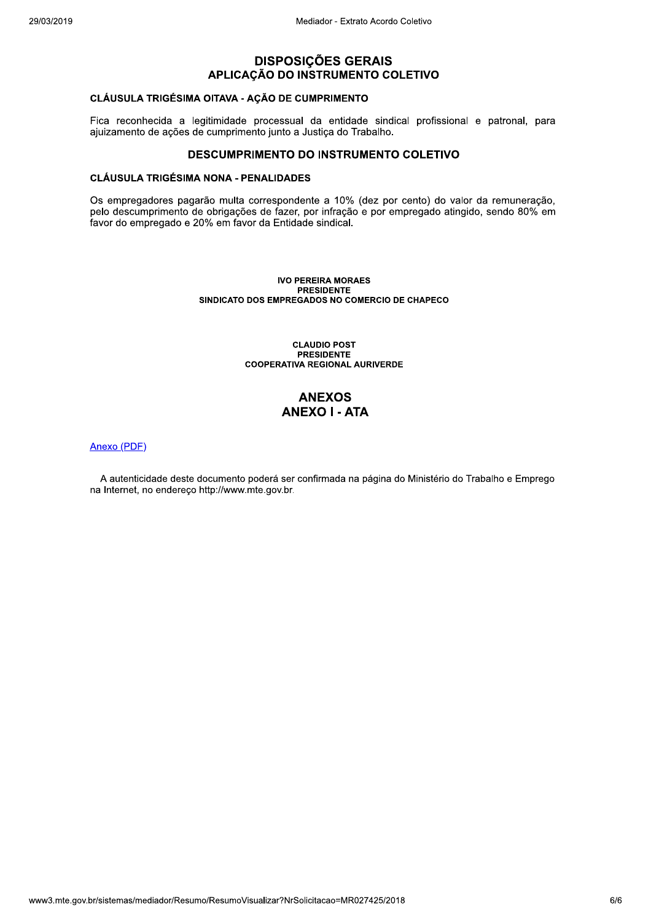## DISPOSIÇÕES GERAIS
### APLICAÇÃO DO INSTRUMENTO COLETIVO

#### CLÁUSULA TRIGÉSIMA OITAVA - AÇÃO DE CUMPRIMENTO

Fica reconhecida a legitimidade processual da entidade sindical profissional e patronal, para ajuizamento de ações de cumprimento junto a Justiça do Trabalho.

### DESCUMPRIMENTO DO INSTRUMENTO COLETIVO

#### CLÁUSULA TRIGÉSIMA NONA - PENALIDADES

Os empregadores pagarão multa correspondente a 10% (dez por cento) do valor da remuneração, pelo descumprimento de obrigações de fazer, por infração e por empregado atingido, sendo 80% em favor do empregado e 20% em favor da Entidade sindical.

**IVO PEREIRA MORAES**
**PRESIDENTE**
**SINDICATO DOS EMPREGADOS NO COMERCIO DE CHAPECO**

**CLAUDIO POST**
**PRESIDENTE**
**COOPERATIVA REGIONAL AURIVERDE**

## ANEXOS
## ANEXO I - ATA

Anexo (PDF)

A autenticidade deste documento poderá ser confirmada na página do Ministério do Trabalho e Emprego na Internet, no endereço http://www.mte.gov.br.